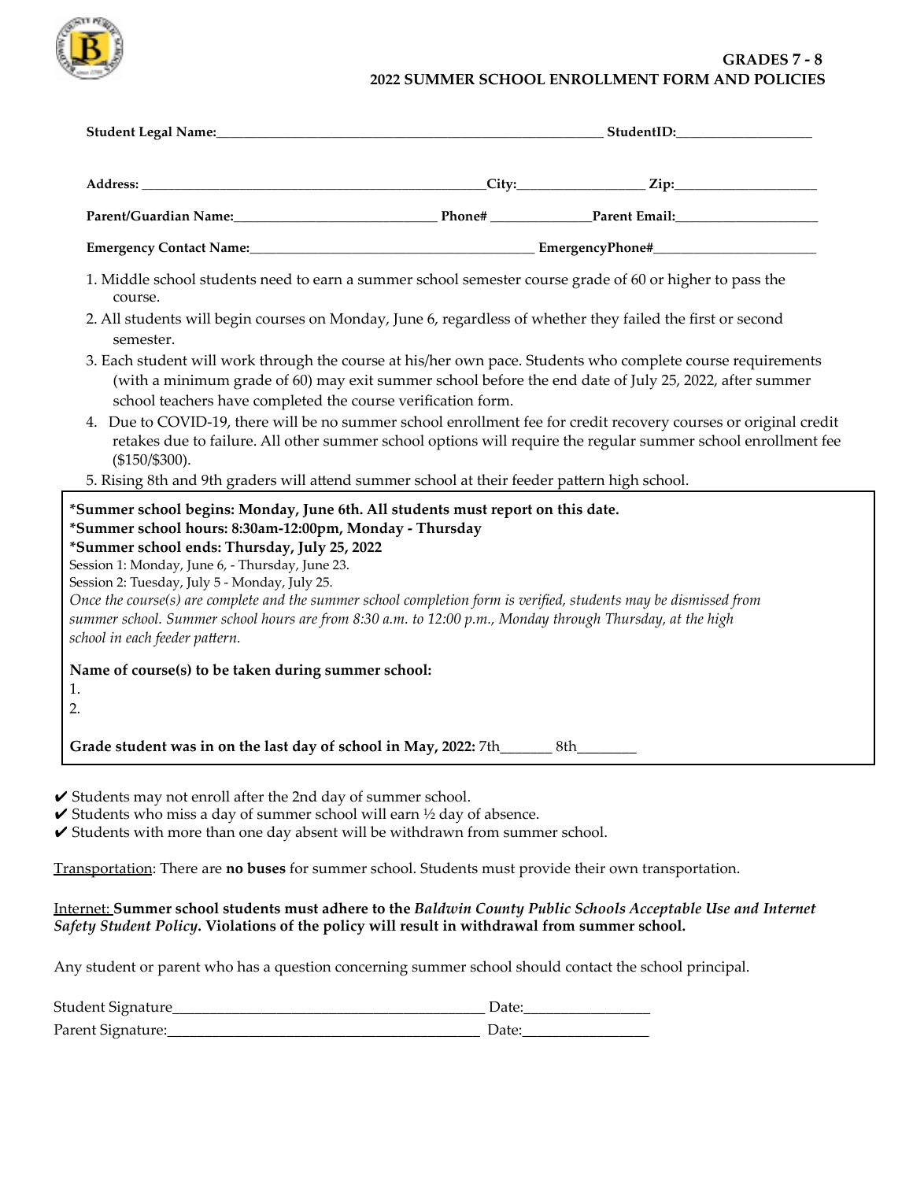## GRADES 7 - 8
## 2022 SUMMER SCHOOL ENROLLMENT FORM AND POLICIES

**Student Legal Name:**_______________________________________________ **StudentID:**__________________

**Address:** ______________________________________________**City:**_________________ **Zip:**____________________

**Parent/Guardian Name:**____________________________ **Phone#** ______________**Parent Email:**____________________

**Emergency Contact Name:**________________________________________ **EmergencyPhone#**______________________

1. Middle school students need to earn a summer school semester course grade of 60 or higher to pass the course.
2. All students will begin courses on Monday, June 6, regardless of whether they failed the first or second semester.
3. Each student will work through the course at his/her own pace. Students who complete course requirements (with a minimum grade of 60) may exit summer school before the end date of July 25, 2022, after summer school teachers have completed the course verification form.
4. Due to COVID-19, there will be no summer school enrollment fee for credit recovery courses or original credit retakes due to failure. All other summer school options will require the regular summer school enrollment fee ($150/$300).
5. Rising 8th and 9th graders will attend summer school at their feeder pattern high school.

**\*Summer school begins: Monday, June 6th. All students must report on this date.**
**\*Summer school hours: 8:30am-12:00pm, Monday - Thursday**
**\*Summer school ends: Thursday, July 25, 2022**
Session 1: Monday, June 6, - Thursday, June 23.
Session 2: Tuesday, July 5 - Monday, July 25.
*Once the course(s) are complete and the summer school completion form is verified, students may be dismissed from summer school. Summer school hours are from 8:30 a.m. to 12:00 p.m., Monday through Thursday, at the high school in each feeder pattern.*

**Name of course(s) to be taken during summer school:**
1.
2.

**Grade student was in on the last day of school in May, 2022:** 7th_______ 8th________

✔ Students may not enroll after the 2nd day of summer school.
✔ Students who miss a day of summer school will earn ½ day of absence.
✔ Students with more than one day absent will be withdrawn from summer school.

Transportation: There are **no buses** for summer school. Students must provide their own transportation.

Internet: **Summer school students must adhere to the *Baldwin County Public Schools Acceptable Use and Internet Safety Student Policy*. Violations of the policy will result in withdrawal from summer school.**

Any student or parent who has a question concerning summer school should contact the school principal.

Student Signature_________________________________________ Date:_________________
Parent Signature:_________________________________________ Date:_________________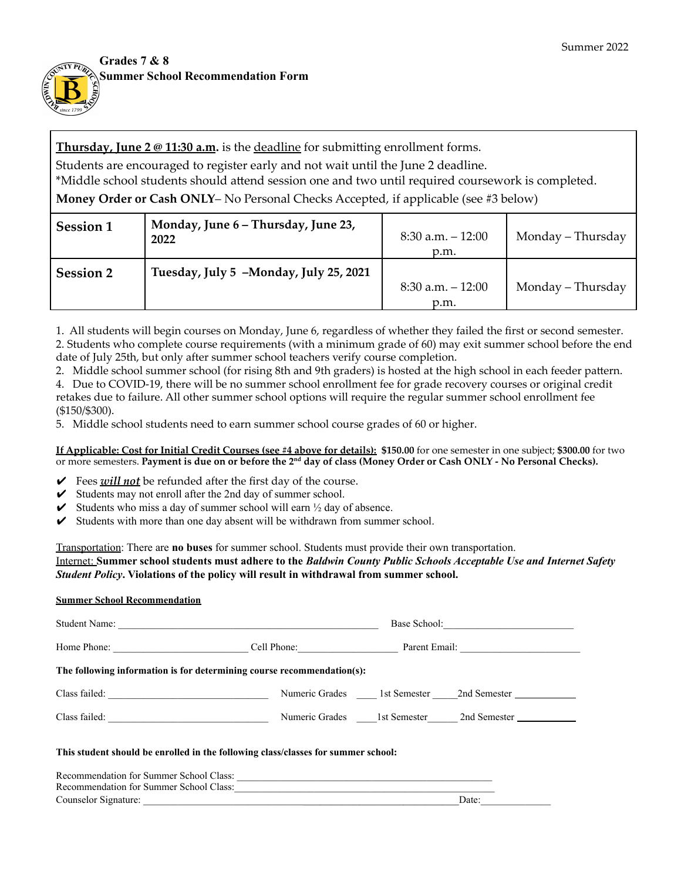Summer 2022

**Grades 7 & 8**
**Summer School Recommendation Form**

**Thursday, June 2 @ 11:30 a.m.** is the deadline for submitting enrollment forms.

Students are encouraged to register early and not wait until the June 2 deadline.

*Middle school students should attend session one and two until required coursework is completed.

**Money Order or Cash ONLY**– No Personal Checks Accepted, if applicable (see #3 below)

| | | | |
|---|---|---|---|
| **Session 1** | **Monday, June 6 – Thursday, June 23, 2022** | 8:30 a.m. – 12:00 p.m. | Monday – Thursday |
| **Session 2** | **Tuesday, July 5 –Monday, July 25, 2021** | 8:30 a.m. – 12:00 p.m. | Monday – Thursday |

1. All students will begin courses on Monday, June 6, regardless of whether they failed the first or second semester.
2. Students who complete course requirements (with a minimum grade of 60) may exit summer school before the end date of July 25th, but only after summer school teachers verify course completion.
2. Middle school summer school (for rising 8th and 9th graders) is hosted at the high school in each feeder pattern.
4. Due to COVID-19, there will be no summer school enrollment fee for grade recovery courses or original credit retakes due to failure. All other summer school options will require the regular summer school enrollment fee ($150/$300).
5. Middle school students need to earn summer school course grades of 60 or higher.

**If Applicable: Cost for Initial Credit Courses (see #4 above for details):** **$150.00** for one semester in one subject; **$300.00** for two or more semesters. **Payment is due on or before the 2nd day of class (Money Order or Cash ONLY - No Personal Checks).**

- ✔ Fees ***will not*** be refunded after the first day of the course.
- ✔ Students may not enroll after the 2nd day of summer school.
- ✔ Students who miss a day of summer school will earn ½ day of absence.
- ✔ Students with more than one day absent will be withdrawn from summer school.

Transportation: There are **no buses** for summer school. Students must provide their own transportation.

Internet: **Summer school students must adhere to the *Baldwin County Public Schools Acceptable Use and Internet Safety Student Policy*. Violations of the policy will result in withdrawal from summer school.**

**Summer School Recommendation**

Student Name: ______________________________ Base School: ______________________

Home Phone: ____________________ Cell Phone: ________________ Parent Email: ____________________

**The following information is for determining course recommendation(s):**

Class failed: __________________________ Numeric Grades ____ 1st Semester _____ 2nd Semester __________

Class failed: __________________________ Numeric Grades ____ 1st Semester _____ 2nd Semester __________

**This student should be enrolled in the following class/classes for summer school:**

Recommendation for Summer School Class: ________________________________________

Recommendation for Summer School Class: ________________________________________

Counselor Signature: ______________________________________________ Date: ____________